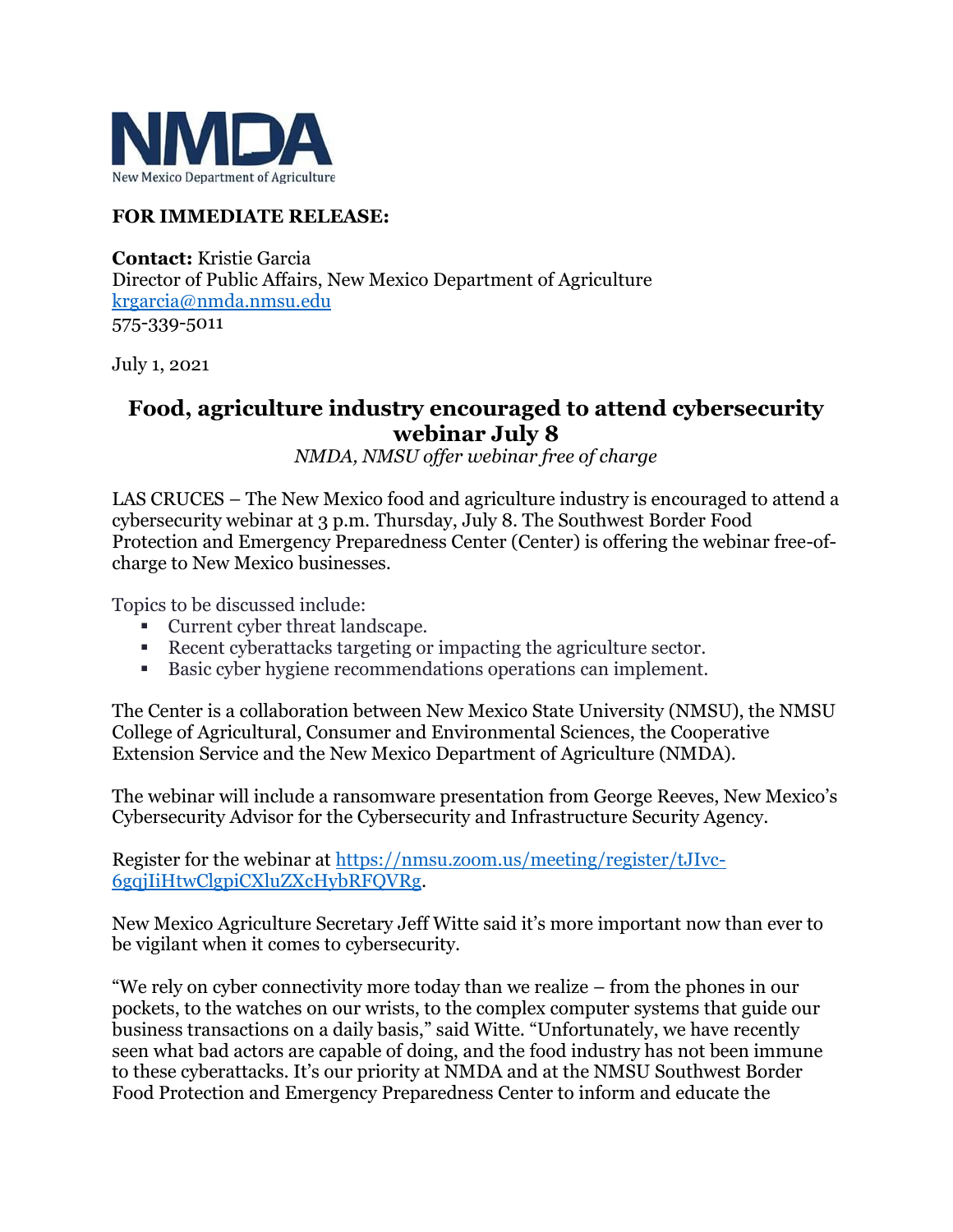**NMDA**
New Mexico Department of Agriculture

**FOR IMMEDIATE RELEASE:**

**Contact:** Kristie Garcia
Director of Public Affairs, New Mexico Department of Agriculture
krgarcia@nmda.nmsu.edu
575-339-5011

July 1, 2021

## Food, agriculture industry encouraged to attend cybersecurity webinar July 8

*NMDA, NMSU offer webinar free of charge*

LAS CRUCES – The New Mexico food and agriculture industry is encouraged to attend a cybersecurity webinar at 3 p.m. Thursday, July 8. The Southwest Border Food Protection and Emergency Preparedness Center (Center) is offering the webinar free-of-charge to New Mexico businesses.

Topics to be discussed include:

- Current cyber threat landscape.
- Recent cyberattacks targeting or impacting the agriculture sector.
- Basic cyber hygiene recommendations operations can implement.

The Center is a collaboration between New Mexico State University (NMSU), the NMSU College of Agricultural, Consumer and Environmental Sciences, the Cooperative Extension Service and the New Mexico Department of Agriculture (NMDA).

The webinar will include a ransomware presentation from George Reeves, New Mexico's Cybersecurity Advisor for the Cybersecurity and Infrastructure Security Agency.

Register for the webinar at https://nmsu.zoom.us/meeting/register/tJIvc-6gqjIiHtwClgpiCXluZXcHybRFQVRg.

New Mexico Agriculture Secretary Jeff Witte said it's more important now than ever to be vigilant when it comes to cybersecurity.

"We rely on cyber connectivity more today than we realize – from the phones in our pockets, to the watches on our wrists, to the complex computer systems that guide our business transactions on a daily basis," said Witte. "Unfortunately, we have recently seen what bad actors are capable of doing, and the food industry has not been immune to these cyberattacks. It's our priority at NMDA and at the NMSU Southwest Border Food Protection and Emergency Preparedness Center to inform and educate the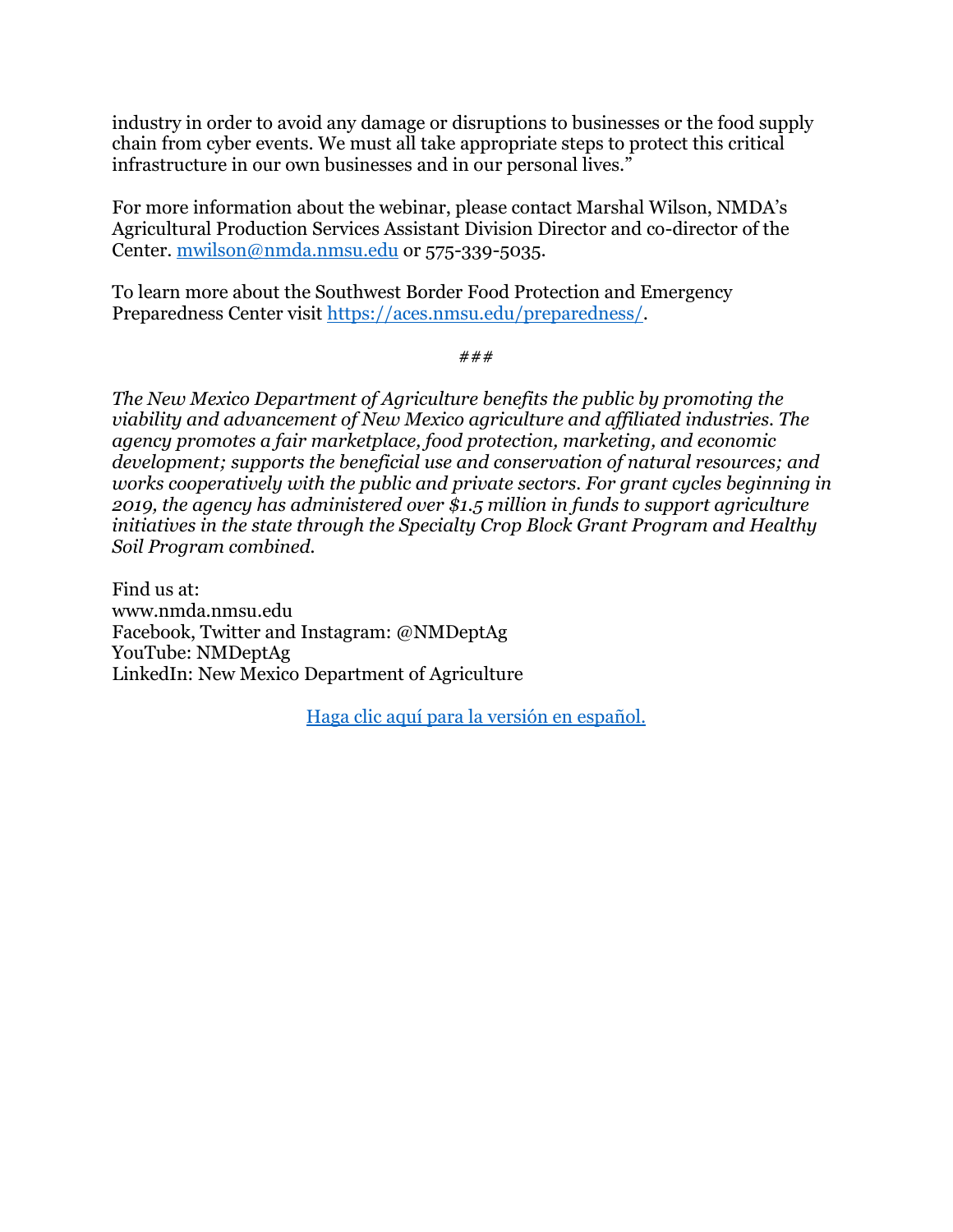industry in order to avoid any damage or disruptions to businesses or the food supply chain from cyber events. We must all take appropriate steps to protect this critical infrastructure in our own businesses and in our personal lives."

For more information about the webinar, please contact Marshal Wilson, NMDA's Agricultural Production Services Assistant Division Director and co-director of the Center. [mwilson@nmda.nmsu.edu](mailto:mwilson@nmda.nmsu.edu) or 575-339-5035.

To learn more about the Southwest Border Food Protection and Emergency Preparedness Center visit [https://aces.nmsu.edu/preparedness/](https://aces.nmsu.edu/preparedness/).

###

*The New Mexico Department of Agriculture benefits the public by promoting the viability and advancement of New Mexico agriculture and affiliated industries. The agency promotes a fair marketplace, food protection, marketing, and economic development; supports the beneficial use and conservation of natural resources; and works cooperatively with the public and private sectors. For grant cycles beginning in 2019, the agency has administered over $1.5 million in funds to support agriculture initiatives in the state through the Specialty Crop Block Grant Program and Healthy Soil Program combined.*

Find us at:
www.nmda.nmsu.edu
Facebook, Twitter and Instagram: @NMDeptAg
YouTube: NMDeptAg
LinkedIn: New Mexico Department of Agriculture

Haga clic aquí para la versión en español.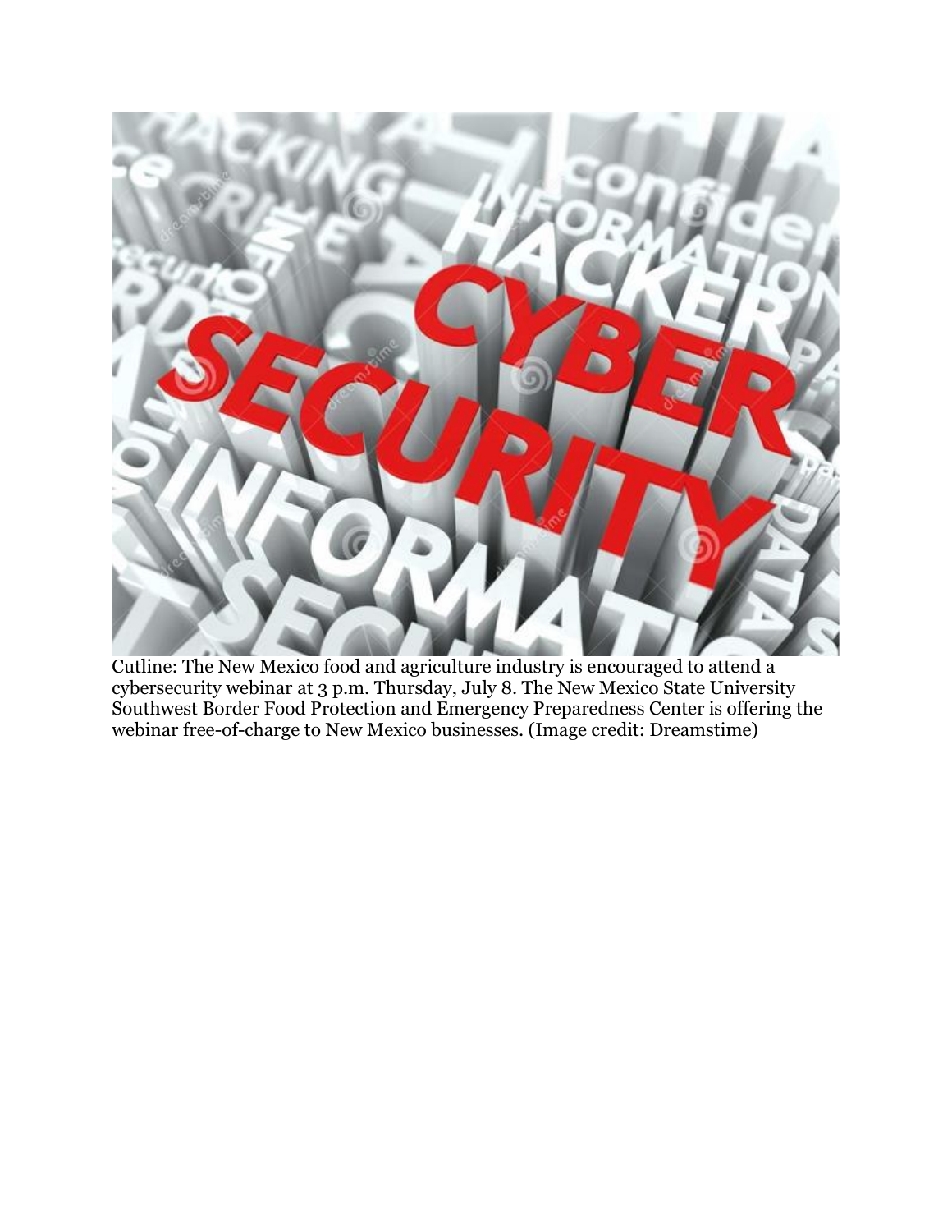Cutline: The New Mexico food and agriculture industry is encouraged to attend a cybersecurity webinar at 3 p.m. Thursday, July 8. The New Mexico State University Southwest Border Food Protection and Emergency Preparedness Center is offering the webinar free-of-charge to New Mexico businesses. (Image credit: Dreamstime)